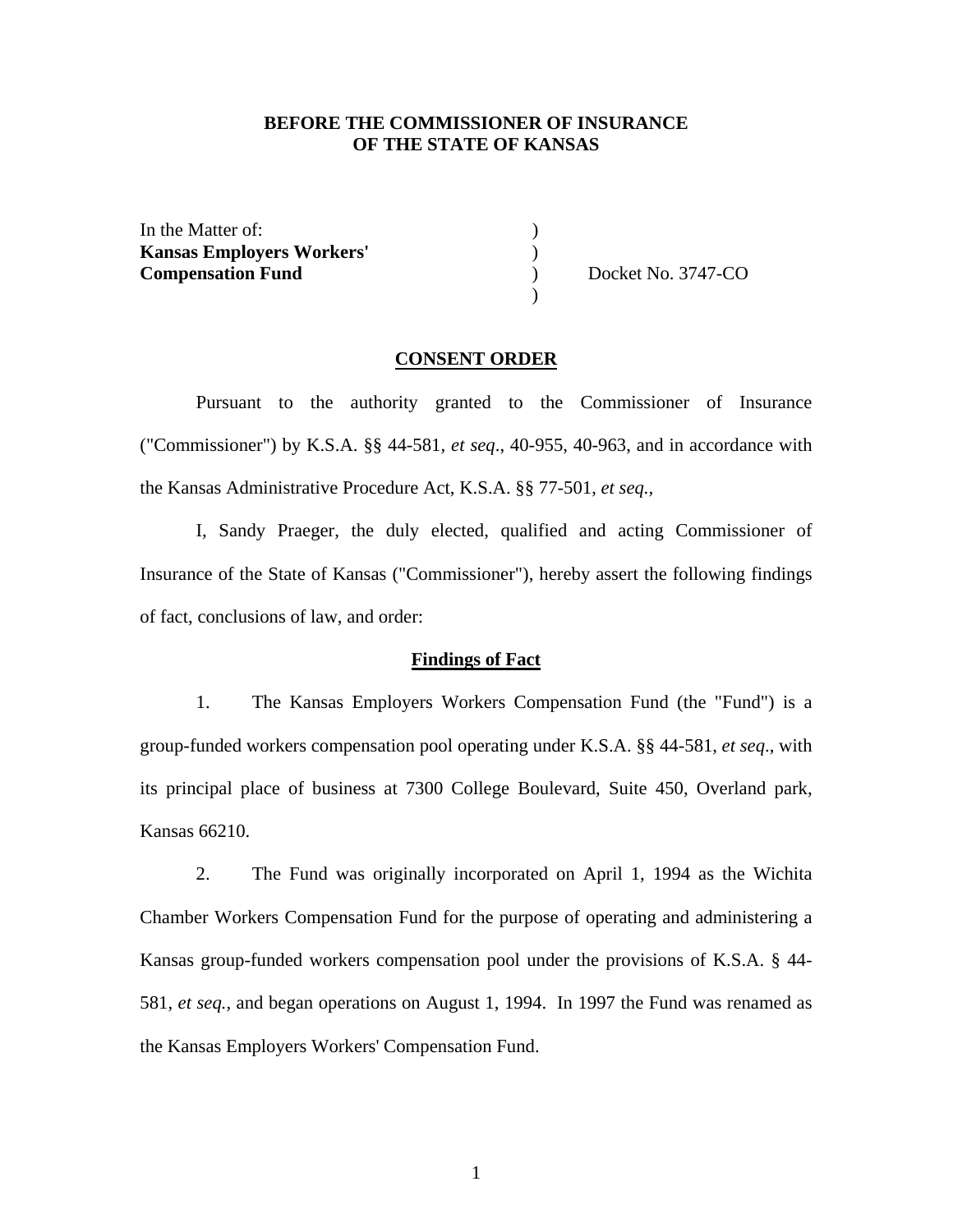**BEFORE THE COMMISSIONER OF INSURANCE**
**OF THE STATE OF KANSAS**

In the Matter of: )
**Kansas Employers Workers'** )
**Compensation Fund** ) Docket No. 3747-CO
)

## CONSENT ORDER

Pursuant to the authority granted to the Commissioner of Insurance ("Commissioner") by K.S.A. §§ 44-581, *et seq*., 40-955, 40-963, and in accordance with the Kansas Administrative Procedure Act, K.S.A. §§ 77-501, *et seq.*,

I, Sandy Praeger, the duly elected, qualified and acting Commissioner of Insurance of the State of Kansas ("Commissioner"), hereby assert the following findings of fact, conclusions of law, and order:

### Findings of Fact

1. The Kansas Employers Workers Compensation Fund (the "Fund") is a group-funded workers compensation pool operating under K.S.A. §§ 44-581, *et seq.*, with its principal place of business at 7300 College Boulevard, Suite 450, Overland park, Kansas 66210.

2. The Fund was originally incorporated on April 1, 1994 as the Wichita Chamber Workers Compensation Fund for the purpose of operating and administering a Kansas group-funded workers compensation pool under the provisions of K.S.A. § 44-581, *et seq.*, and began operations on August 1, 1994. In 1997 the Fund was renamed as the Kansas Employers Workers' Compensation Fund.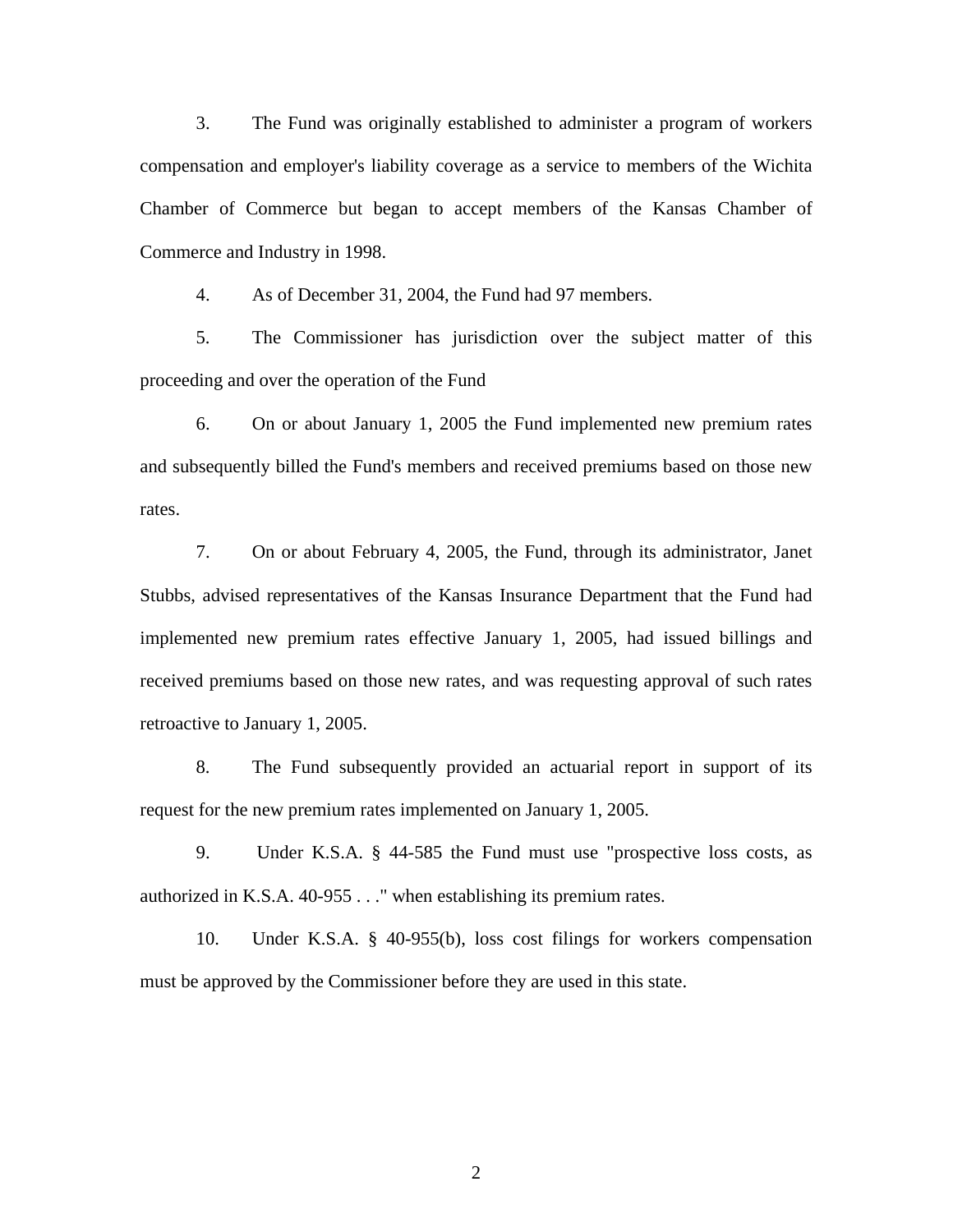3. The Fund was originally established to administer a program of workers compensation and employer's liability coverage as a service to members of the Wichita Chamber of Commerce but began to accept members of the Kansas Chamber of Commerce and Industry in 1998.

4. As of December 31, 2004, the Fund had 97 members.

5. The Commissioner has jurisdiction over the subject matter of this proceeding and over the operation of the Fund

6. On or about January 1, 2005 the Fund implemented new premium rates and subsequently billed the Fund's members and received premiums based on those new rates.

7. On or about February 4, 2005, the Fund, through its administrator, Janet Stubbs, advised representatives of the Kansas Insurance Department that the Fund had implemented new premium rates effective January 1, 2005, had issued billings and received premiums based on those new rates, and was requesting approval of such rates retroactive to January 1, 2005.

8. The Fund subsequently provided an actuarial report in support of its request for the new premium rates implemented on January 1, 2005.

9. Under K.S.A. § 44-585 the Fund must use "prospective loss costs, as authorized in K.S.A. 40-955 . . ." when establishing its premium rates.

10. Under K.S.A. § 40-955(b), loss cost filings for workers compensation must be approved by the Commissioner before they are used in this state.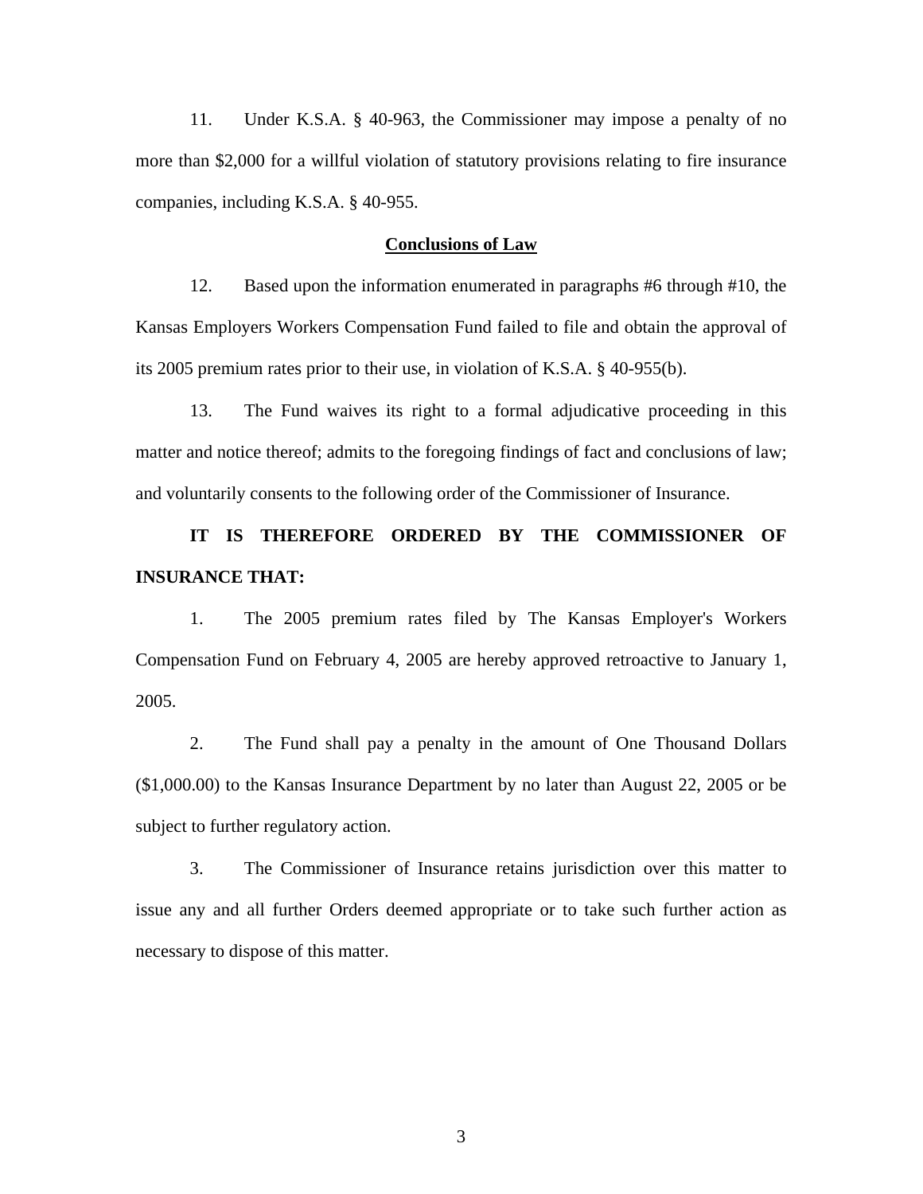11. Under K.S.A. § 40-963, the Commissioner may impose a penalty of no more than $2,000 for a willful violation of statutory provisions relating to fire insurance companies, including K.S.A. § 40-955.

## Conclusions of Law

12. Based upon the information enumerated in paragraphs #6 through #10, the Kansas Employers Workers Compensation Fund failed to file and obtain the approval of its 2005 premium rates prior to their use, in violation of K.S.A. § 40-955(b).

13. The Fund waives its right to a formal adjudicative proceeding in this matter and notice thereof; admits to the foregoing findings of fact and conclusions of law; and voluntarily consents to the following order of the Commissioner of Insurance.

**IT IS THEREFORE ORDERED BY THE COMMISSIONER OF INSURANCE THAT:**

1. The 2005 premium rates filed by The Kansas Employer's Workers Compensation Fund on February 4, 2005 are hereby approved retroactive to January 1, 2005.

2. The Fund shall pay a penalty in the amount of One Thousand Dollars ($1,000.00) to the Kansas Insurance Department by no later than August 22, 2005 or be subject to further regulatory action.

3. The Commissioner of Insurance retains jurisdiction over this matter to issue any and all further Orders deemed appropriate or to take such further action as necessary to dispose of this matter.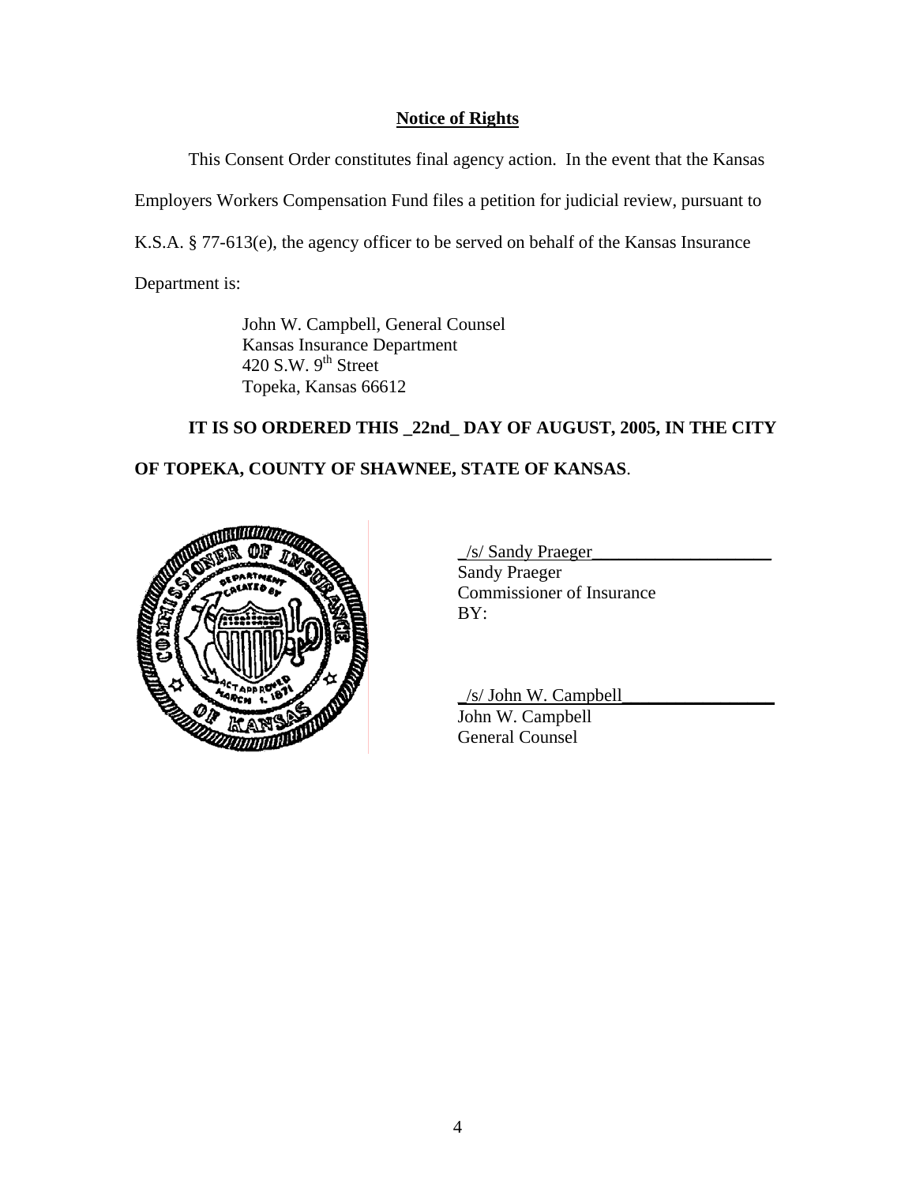**Notice of Rights**

This Consent Order constitutes final agency action. In the event that the Kansas Employers Workers Compensation Fund files a petition for judicial review, pursuant to K.S.A. § 77-613(e), the agency officer to be served on behalf of the Kansas Insurance Department is:

John W. Campbell, General Counsel
Kansas Insurance Department
420 S.W. 9th Street
Topeka, Kansas 66612

**IT IS SO ORDERED THIS _22nd_ DAY OF AUGUST, 2005, IN THE CITY OF TOPEKA, COUNTY OF SHAWNEE, STATE OF KANSAS**.

_/s/ Sandy Praeger____________________
Sandy Praeger
Commissioner of Insurance
BY:

_/s/ John W. Campbell_________________
John W. Campbell
General Counsel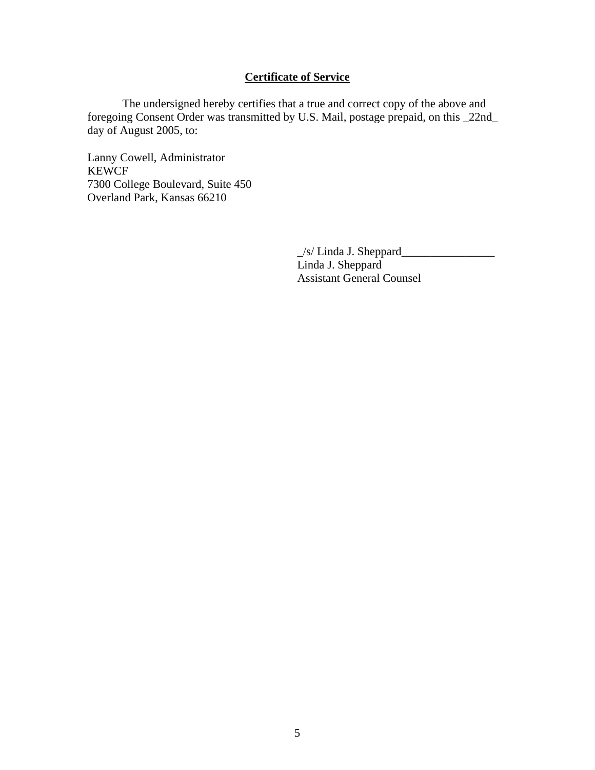**Certificate of Service**

The undersigned hereby certifies that a true and correct copy of the above and foregoing Consent Order was transmitted by U.S. Mail, postage prepaid, on this _22nd_ day of August 2005, to:

Lanny Cowell, Administrator
KEWCF
7300 College Boulevard, Suite 450
Overland Park, Kansas 66210

_/s/ Linda J. Sheppard________________
Linda J. Sheppard
Assistant General Counsel